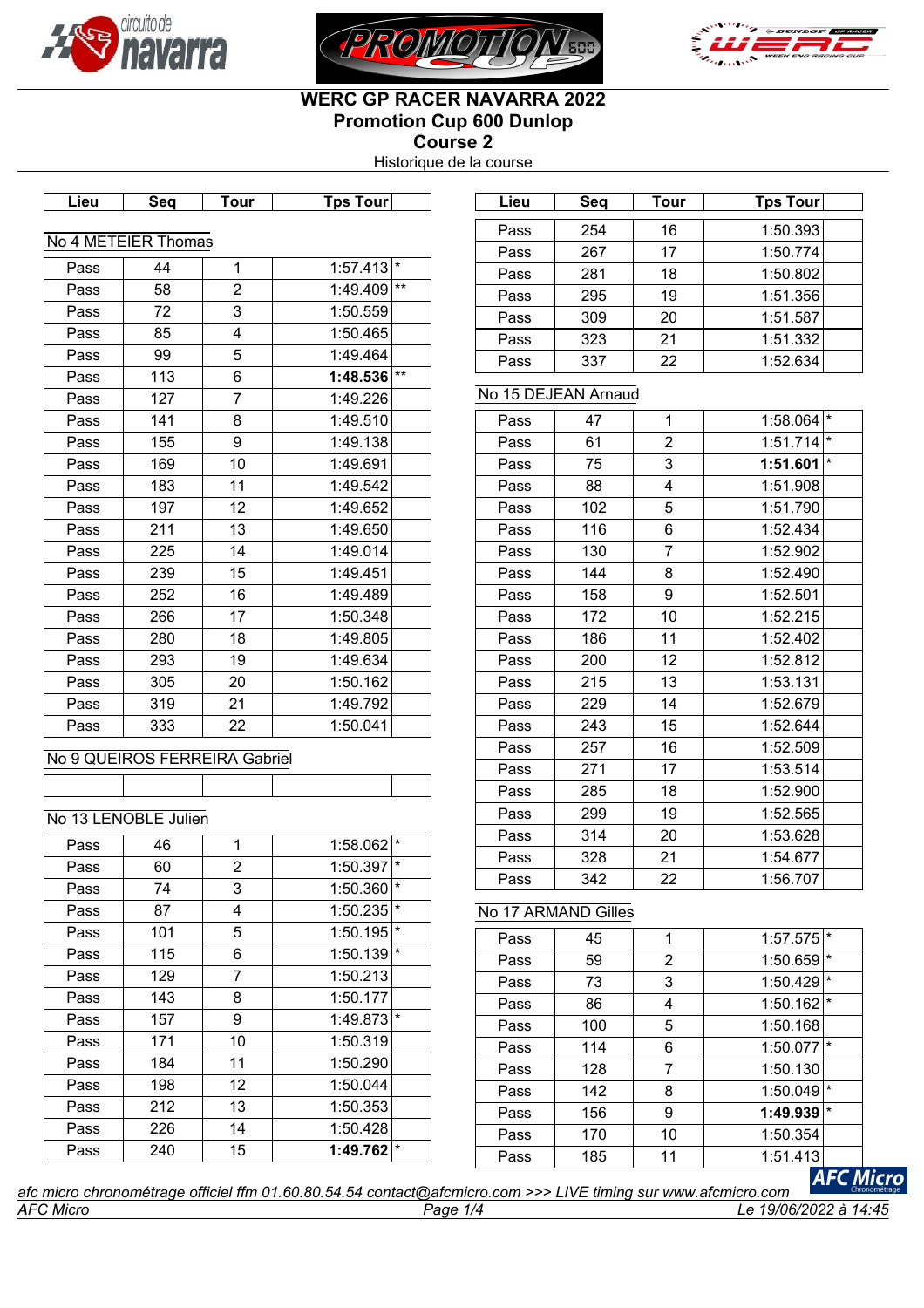# WERC GP RACER NAVARRA 2022
## Promotion Cup 600 Dunlop
## Course 2
Historique de la course

### No 4 METEIER Thomas

| Lieu | Seq | Tour | Tps Tour | |
|---|---|---|---|---|
| Pass | 44 | 1 | 1:57.413 | * |
| Pass | 58 | 2 | 1:49.409 | ** |
| Pass | 72 | 3 | 1:50.559 | |
| Pass | 85 | 4 | 1:50.465 | |
| Pass | 99 | 5 | 1:49.464 | |
| Pass | 113 | 6 | **1:48.536** | ** |
| Pass | 127 | 7 | 1:49.226 | |
| Pass | 141 | 8 | 1:49.510 | |
| Pass | 155 | 9 | 1:49.138 | |
| Pass | 169 | 10 | 1:49.691 | |
| Pass | 183 | 11 | 1:49.542 | |
| Pass | 197 | 12 | 1:49.652 | |
| Pass | 211 | 13 | 1:49.650 | |
| Pass | 225 | 14 | 1:49.014 | |
| Pass | 239 | 15 | 1:49.451 | |
| Pass | 252 | 16 | 1:49.489 | |
| Pass | 266 | 17 | 1:50.348 | |
| Pass | 280 | 18 | 1:49.805 | |
| Pass | 293 | 19 | 1:49.634 | |
| Pass | 305 | 20 | 1:50.162 | |
| Pass | 319 | 21 | 1:49.792 | |
| Pass | 333 | 22 | 1:50.041 | |

### No 9 QUEIROS FERREIRA Gabriel

| Lieu | Seq | Tour | Tps Tour | |
|---|---|---|---|---|
| | | | | |

### No 13 LENOBLE Julien

| Lieu | Seq | Tour | Tps Tour | |
|---|---|---|---|---|
| Pass | 46 | 1 | 1:58.062 | * |
| Pass | 60 | 2 | 1:50.397 | * |
| Pass | 74 | 3 | 1:50.360 | * |
| Pass | 87 | 4 | 1:50.235 | * |
| Pass | 101 | 5 | 1:50.195 | * |
| Pass | 115 | 6 | 1:50.139 | * |
| Pass | 129 | 7 | 1:50.213 | |
| Pass | 143 | 8 | 1:50.177 | |
| Pass | 157 | 9 | 1:49.873 | * |
| Pass | 171 | 10 | 1:50.319 | |
| Pass | 184 | 11 | 1:50.290 | |
| Pass | 198 | 12 | 1:50.044 | |
| Pass | 212 | 13 | 1:50.353 | |
| Pass | 226 | 14 | 1:50.428 | |
| Pass | 240 | 15 | **1:49.762** | * |
| Pass | 254 | 16 | 1:50.393 | |
| Pass | 267 | 17 | 1:50.774 | |
| Pass | 281 | 18 | 1:50.802 | |
| Pass | 295 | 19 | 1:51.356 | |
| Pass | 309 | 20 | 1:51.587 | |
| Pass | 323 | 21 | 1:51.332 | |
| Pass | 337 | 22 | 1:52.634 | |

### No 15 DEJEAN Arnaud

| Lieu | Seq | Tour | Tps Tour | |
|---|---|---|---|---|
| Pass | 47 | 1 | 1:58.064 | * |
| Pass | 61 | 2 | 1:51.714 | * |
| Pass | 75 | 3 | **1:51.601** | * |
| Pass | 88 | 4 | 1:51.908 | |
| Pass | 102 | 5 | 1:51.790 | |
| Pass | 116 | 6 | 1:52.434 | |
| Pass | 130 | 7 | 1:52.902 | |
| Pass | 144 | 8 | 1:52.490 | |
| Pass | 158 | 9 | 1:52.501 | |
| Pass | 172 | 10 | 1:52.215 | |
| Pass | 186 | 11 | 1:52.402 | |
| Pass | 200 | 12 | 1:52.812 | |
| Pass | 215 | 13 | 1:53.131 | |
| Pass | 229 | 14 | 1:52.679 | |
| Pass | 243 | 15 | 1:52.644 | |
| Pass | 257 | 16 | 1:52.509 | |
| Pass | 271 | 17 | 1:53.514 | |
| Pass | 285 | 18 | 1:52.900 | |
| Pass | 299 | 19 | 1:52.565 | |
| Pass | 314 | 20 | 1:53.628 | |
| Pass | 328 | 21 | 1:54.677 | |
| Pass | 342 | 22 | 1:56.707 | |

### No 17 ARMAND Gilles

| Lieu | Seq | Tour | Tps Tour | |
|---|---|---|---|---|
| Pass | 45 | 1 | 1:57.575 | * |
| Pass | 59 | 2 | 1:50.659 | * |
| Pass | 73 | 3 | 1:50.429 | * |
| Pass | 86 | 4 | 1:50.162 | * |
| Pass | 100 | 5 | 1:50.168 | |
| Pass | 114 | 6 | 1:50.077 | * |
| Pass | 128 | 7 | 1:50.130 | |
| Pass | 142 | 8 | 1:50.049 | * |
| Pass | 156 | 9 | **1:49.939** | * |
| Pass | 170 | 10 | 1:50.354 | |
| Pass | 185 | 11 | 1:51.413 | |

*afc micro chronométrage officiel ffm 01.60.80.54.54 contact@afcmicro.com >>> LIVE timing sur www.afcmicro.com*

*AFC Micro* *Le 19/06/2022 à 14:45*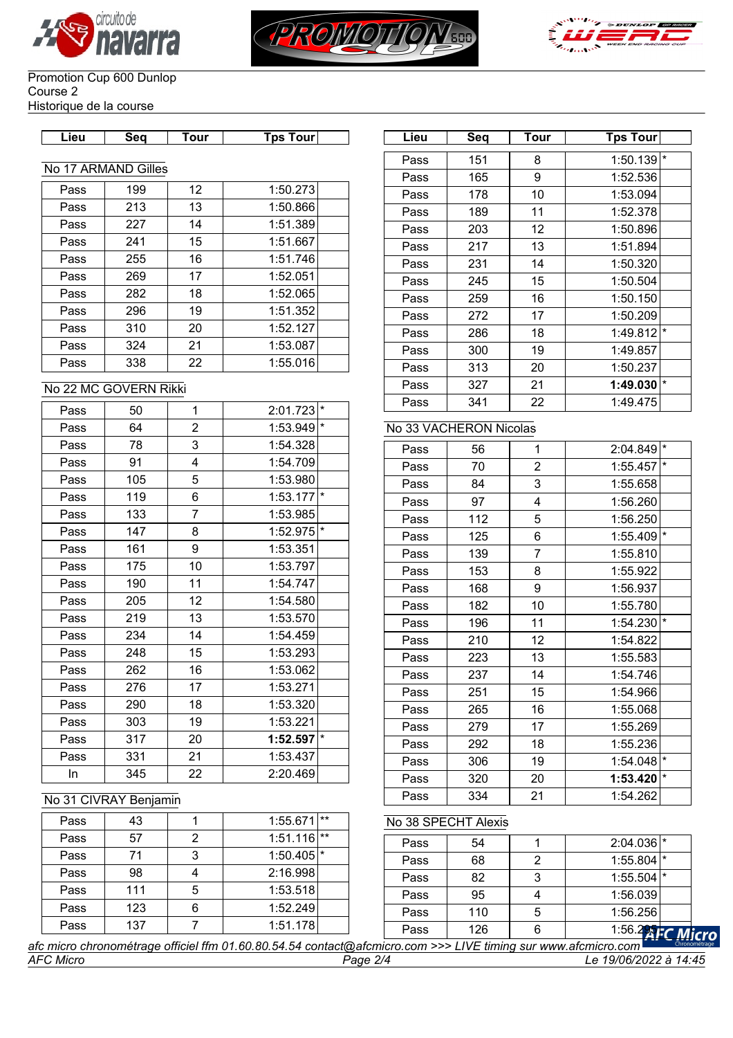Promotion Cup 600 Dunlop
Course 2
Historique de la course

| Lieu | Seq | Tour | Tps Tour | |
|---|---|---|---|---|

### No 17 ARMAND Gilles

| Lieu | Seq | Tour | Tps Tour | |
|---|---|---|---|---|
| Pass | 199 | 12 | 1:50.273 | |
| Pass | 213 | 13 | 1:50.866 | |
| Pass | 227 | 14 | 1:51.389 | |
| Pass | 241 | 15 | 1:51.667 | |
| Pass | 255 | 16 | 1:51.746 | |
| Pass | 269 | 17 | 1:52.051 | |
| Pass | 282 | 18 | 1:52.065 | |
| Pass | 296 | 19 | 1:51.352 | |
| Pass | 310 | 20 | 1:52.127 | |
| Pass | 324 | 21 | 1:53.087 | |
| Pass | 338 | 22 | 1:55.016 | |

### No 22 MC GOVERN Rikki

| Lieu | Seq | Tour | Tps Tour | |
|---|---|---|---|---|
| Pass | 50 | 1 | 2:01.723 | * |
| Pass | 64 | 2 | 1:53.949 | * |
| Pass | 78 | 3 | 1:54.328 | |
| Pass | 91 | 4 | 1:54.709 | |
| Pass | 105 | 5 | 1:53.980 | |
| Pass | 119 | 6 | 1:53.177 | * |
| Pass | 133 | 7 | 1:53.985 | |
| Pass | 147 | 8 | 1:52.975 | * |
| Pass | 161 | 9 | 1:53.351 | |
| Pass | 175 | 10 | 1:53.797 | |
| Pass | 190 | 11 | 1:54.747 | |
| Pass | 205 | 12 | 1:54.580 | |
| Pass | 219 | 13 | 1:53.570 | |
| Pass | 234 | 14 | 1:54.459 | |
| Pass | 248 | 15 | 1:53.293 | |
| Pass | 262 | 16 | 1:53.062 | |
| Pass | 276 | 17 | 1:53.271 | |
| Pass | 290 | 18 | 1:53.320 | |
| Pass | 303 | 19 | 1:53.221 | |
| Pass | 317 | 20 | **1:52.597** | * |
| Pass | 331 | 21 | 1:53.437 | |
| In | 345 | 22 | 2:20.469 | |

### No 31 CIVRAY Benjamin

| Lieu | Seq | Tour | Tps Tour | |
|---|---|---|---|---|
| Pass | 43 | 1 | 1:55.671 | ** |
| Pass | 57 | 2 | 1:51.116 | ** |
| Pass | 71 | 3 | 1:50.405 | * |
| Pass | 98 | 4 | 2:16.998 | |
| Pass | 111 | 5 | 1:53.518 | |
| Pass | 123 | 6 | 1:52.249 | |
| Pass | 137 | 7 | 1:51.178 | |
| Pass | 151 | 8 | 1:50.139 | * |
| Pass | 165 | 9 | 1:52.536 | |
| Pass | 178 | 10 | 1:53.094 | |
| Pass | 189 | 11 | 1:52.378 | |
| Pass | 203 | 12 | 1:50.896 | |
| Pass | 217 | 13 | 1:51.894 | |
| Pass | 231 | 14 | 1:50.320 | |
| Pass | 245 | 15 | 1:50.504 | |
| Pass | 259 | 16 | 1:50.150 | |
| Pass | 272 | 17 | 1:50.209 | |
| Pass | 286 | 18 | 1:49.812 | * |
| Pass | 300 | 19 | 1:49.857 | |
| Pass | 313 | 20 | 1:50.237 | |
| Pass | 327 | 21 | **1:49.030** | * |
| Pass | 341 | 22 | 1:49.475 | |

### No 33 VACHERON Nicolas

| Lieu | Seq | Tour | Tps Tour | |
|---|---|---|---|---|
| Pass | 56 | 1 | 2:04.849 | * |
| Pass | 70 | 2 | 1:55.457 | * |
| Pass | 84 | 3 | 1:55.658 | |
| Pass | 97 | 4 | 1:56.260 | |
| Pass | 112 | 5 | 1:56.250 | |
| Pass | 125 | 6 | 1:55.409 | * |
| Pass | 139 | 7 | 1:55.810 | |
| Pass | 153 | 8 | 1:55.922 | |
| Pass | 168 | 9 | 1:56.937 | |
| Pass | 182 | 10 | 1:55.780 | |
| Pass | 196 | 11 | 1:54.230 | * |
| Pass | 210 | 12 | 1:54.822 | |
| Pass | 223 | 13 | 1:55.583 | |
| Pass | 237 | 14 | 1:54.746 | |
| Pass | 251 | 15 | 1:54.966 | |
| Pass | 265 | 16 | 1:55.068 | |
| Pass | 279 | 17 | 1:55.269 | |
| Pass | 292 | 18 | 1:55.236 | |
| Pass | 306 | 19 | 1:54.048 | * |
| Pass | 320 | 20 | **1:53.420** | * |
| Pass | 334 | 21 | 1:54.262 | |

### No 38 SPECHT Alexis

| Lieu | Seq | Tour | Tps Tour | |
|---|---|---|---|---|
| Pass | 54 | 1 | 2:04.036 | * |
| Pass | 68 | 2 | 1:55.804 | * |
| Pass | 82 | 3 | 1:55.504 | * |
| Pass | 95 | 4 | 1:56.039 | |
| Pass | 110 | 5 | 1:56.256 | |
| Pass | 126 | 6 | 1:56.2?? | |

*afc micro chronométrage officiel ffm 01.60.80.54.54 contact@afcmicro.com >>> LIVE timing sur www.afcmicro.com*

*AFC Micro* — *Le 19/06/2022 à 14:45*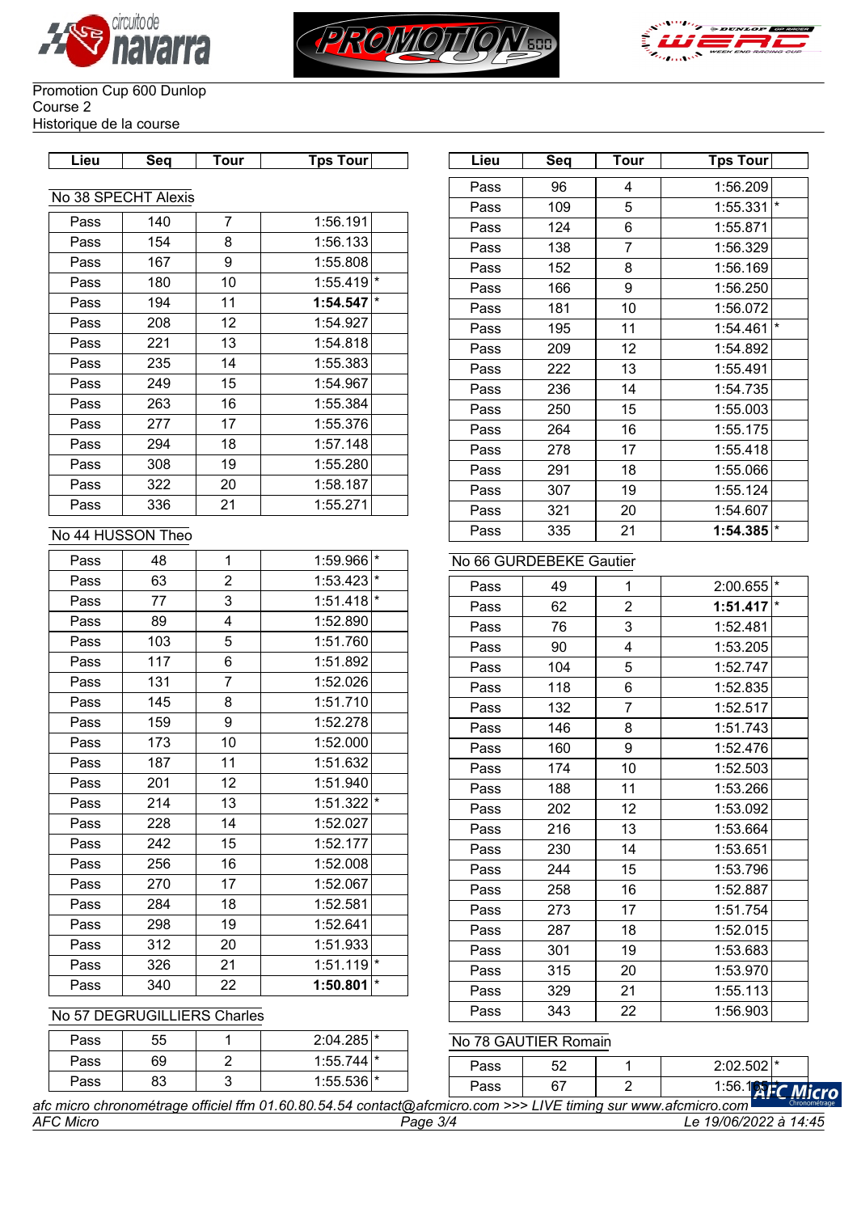Promotion Cup 600 Dunlop
Course 2
Historique de la course

| Lieu | Seq | Tour | Tps Tour | |
|---|---|---|---|---|

No 38 SPECHT Alexis

| Lieu | Seq | Tour | Tps Tour | |
|---|---|---|---|---|
| Pass | 140 | 7 | 1:56.191 | |
| Pass | 154 | 8 | 1:56.133 | |
| Pass | 167 | 9 | 1:55.808 | |
| Pass | 180 | 10 | 1:55.419 | * |
| Pass | 194 | 11 | **1:54.547** | * |
| Pass | 208 | 12 | 1:54.927 | |
| Pass | 221 | 13 | 1:54.818 | |
| Pass | 235 | 14 | 1:55.383 | |
| Pass | 249 | 15 | 1:54.967 | |
| Pass | 263 | 16 | 1:55.384 | |
| Pass | 277 | 17 | 1:55.376 | |
| Pass | 294 | 18 | 1:57.148 | |
| Pass | 308 | 19 | 1:55.280 | |
| Pass | 322 | 20 | 1:58.187 | |
| Pass | 336 | 21 | 1:55.271 | |

No 44 HUSSON Theo

| Lieu | Seq | Tour | Tps Tour | |
|---|---|---|---|---|
| Pass | 48 | 1 | 1:59.966 | * |
| Pass | 63 | 2 | 1:53.423 | * |
| Pass | 77 | 3 | 1:51.418 | * |
| Pass | 89 | 4 | 1:52.890 | |
| Pass | 103 | 5 | 1:51.760 | |
| Pass | 117 | 6 | 1:51.892 | |
| Pass | 131 | 7 | 1:52.026 | |
| Pass | 145 | 8 | 1:51.710 | |
| Pass | 159 | 9 | 1:52.278 | |
| Pass | 173 | 10 | 1:52.000 | |
| Pass | 187 | 11 | 1:51.632 | |
| Pass | 201 | 12 | 1:51.940 | |
| Pass | 214 | 13 | 1:51.322 | * |
| Pass | 228 | 14 | 1:52.027 | |
| Pass | 242 | 15 | 1:52.177 | |
| Pass | 256 | 16 | 1:52.008 | |
| Pass | 270 | 17 | 1:52.067 | |
| Pass | 284 | 18 | 1:52.581 | |
| Pass | 298 | 19 | 1:52.641 | |
| Pass | 312 | 20 | 1:51.933 | |
| Pass | 326 | 21 | 1:51.119 | * |
| Pass | 340 | 22 | **1:50.801** | * |

No 57 DEGRUGILLIERS Charles

| Lieu | Seq | Tour | Tps Tour | |
|---|---|---|---|---|
| Pass | 55 | 1 | 2:04.285 | * |
| Pass | 69 | 2 | 1:55.744 | * |
| Pass | 83 | 3 | 1:55.536 | * |
| Pass | 96 | 4 | 1:56.209 | |
| Pass | 109 | 5 | 1:55.331 | * |
| Pass | 124 | 6 | 1:55.871 | |
| Pass | 138 | 7 | 1:56.329 | |
| Pass | 152 | 8 | 1:56.169 | |
| Pass | 166 | 9 | 1:56.250 | |
| Pass | 181 | 10 | 1:56.072 | |
| Pass | 195 | 11 | 1:54.461 | * |
| Pass | 209 | 12 | 1:54.892 | |
| Pass | 222 | 13 | 1:55.491 | |
| Pass | 236 | 14 | 1:54.735 | |
| Pass | 250 | 15 | 1:55.003 | |
| Pass | 264 | 16 | 1:55.175 | |
| Pass | 278 | 17 | 1:55.418 | |
| Pass | 291 | 18 | 1:55.066 | |
| Pass | 307 | 19 | 1:55.124 | |
| Pass | 321 | 20 | 1:54.607 | |
| Pass | 335 | 21 | **1:54.385** | * |

No 66 GURDEBEKE Gautier

| Lieu | Seq | Tour | Tps Tour | |
|---|---|---|---|---|
| Pass | 49 | 1 | 2:00.655 | * |
| Pass | 62 | 2 | **1:51.417** | * |
| Pass | 76 | 3 | 1:52.481 | |
| Pass | 90 | 4 | 1:53.205 | |
| Pass | 104 | 5 | 1:52.747 | |
| Pass | 118 | 6 | 1:52.835 | |
| Pass | 132 | 7 | 1:52.517 | |
| Pass | 146 | 8 | 1:51.743 | |
| Pass | 160 | 9 | 1:52.476 | |
| Pass | 174 | 10 | 1:52.503 | |
| Pass | 188 | 11 | 1:53.266 | |
| Pass | 202 | 12 | 1:53.092 | |
| Pass | 216 | 13 | 1:53.664 | |
| Pass | 230 | 14 | 1:53.651 | |
| Pass | 244 | 15 | 1:53.796 | |
| Pass | 258 | 16 | 1:52.887 | |
| Pass | 273 | 17 | 1:51.754 | |
| Pass | 287 | 18 | 1:52.015 | |
| Pass | 301 | 19 | 1:53.683 | |
| Pass | 315 | 20 | 1:53.970 | |
| Pass | 329 | 21 | 1:55.113 | |
| Pass | 343 | 22 | 1:56.903 | |

No 78 GAUTIER Romain

| Lieu | Seq | Tour | Tps Tour | |
|---|---|---|---|---|
| Pass | 52 | 1 | 2:02.502 | * |
| Pass | 67 | 2 | 1:56.1?? | * |

*afc micro chronométrage officiel ffm 01.60.80.54.54 contact@afcmicro.com >>> LIVE timing sur www.afcmicro.com*

*AFC Micro* — *Le 19/06/2022 à 14:45*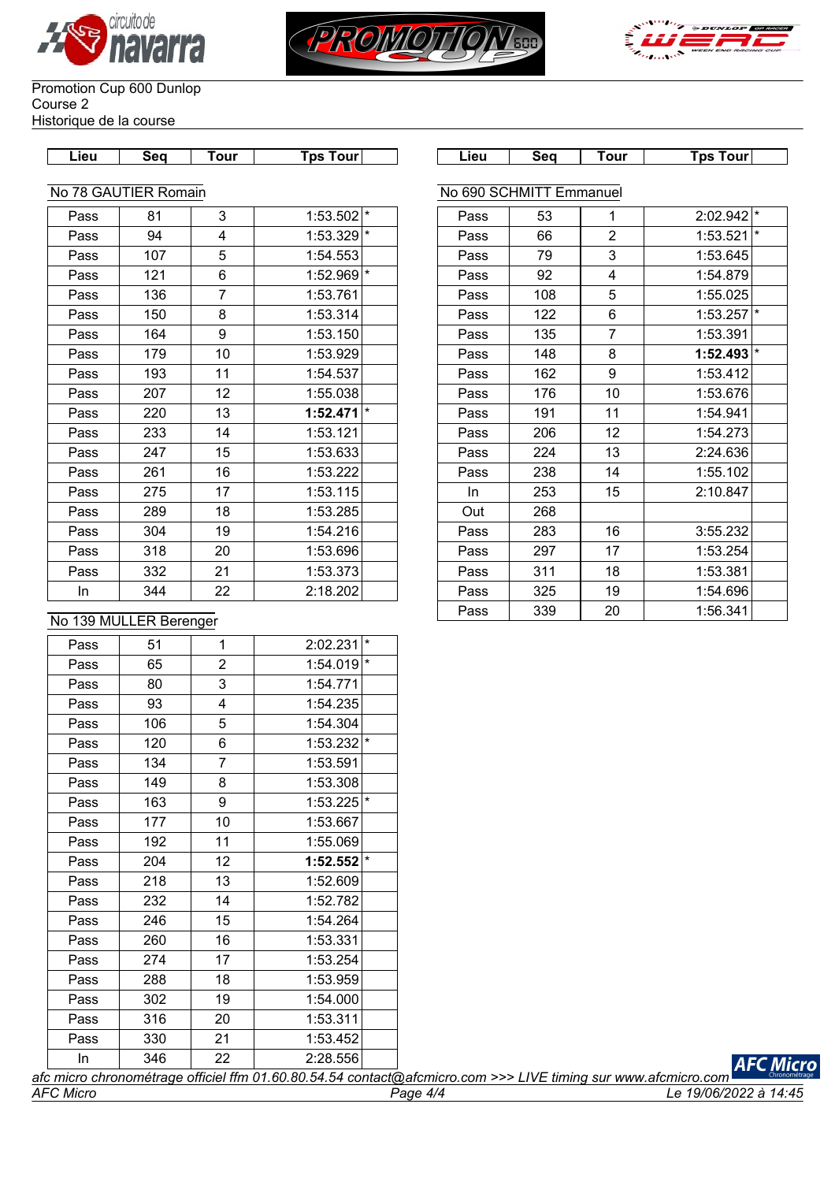Promotion Cup 600 Dunlop
Course 2
Historique de la course

### No 78 GAUTIER Romain

| Lieu | Seq | Tour | Tps Tour | |
|---|---|---|---|---|
| Pass | 81 | 3 | 1:53.502 | * |
| Pass | 94 | 4 | 1:53.329 | * |
| Pass | 107 | 5 | 1:54.553 | |
| Pass | 121 | 6 | 1:52.969 | * |
| Pass | 136 | 7 | 1:53.761 | |
| Pass | 150 | 8 | 1:53.314 | |
| Pass | 164 | 9 | 1:53.150 | |
| Pass | 179 | 10 | 1:53.929 | |
| Pass | 193 | 11 | 1:54.537 | |
| Pass | 207 | 12 | 1:55.038 | |
| Pass | 220 | 13 | **1:52.471** | * |
| Pass | 233 | 14 | 1:53.121 | |
| Pass | 247 | 15 | 1:53.633 | |
| Pass | 261 | 16 | 1:53.222 | |
| Pass | 275 | 17 | 1:53.115 | |
| Pass | 289 | 18 | 1:53.285 | |
| Pass | 304 | 19 | 1:54.216 | |
| Pass | 318 | 20 | 1:53.696 | |
| Pass | 332 | 21 | 1:53.373 | |
| In | 344 | 22 | 2:18.202 | |

### No 139 MULLER Berenger

| Lieu | Seq | Tour | Tps Tour | |
|---|---|---|---|---|
| Pass | 51 | 1 | 2:02.231 | * |
| Pass | 65 | 2 | 1:54.019 | * |
| Pass | 80 | 3 | 1:54.771 | |
| Pass | 93 | 4 | 1:54.235 | |
| Pass | 106 | 5 | 1:54.304 | |
| Pass | 120 | 6 | 1:53.232 | * |
| Pass | 134 | 7 | 1:53.591 | |
| Pass | 149 | 8 | 1:53.308 | |
| Pass | 163 | 9 | 1:53.225 | * |
| Pass | 177 | 10 | 1:53.667 | |
| Pass | 192 | 11 | 1:55.069 | |
| Pass | 204 | 12 | **1:52.552** | * |
| Pass | 218 | 13 | 1:52.609 | |
| Pass | 232 | 14 | 1:52.782 | |
| Pass | 246 | 15 | 1:54.264 | |
| Pass | 260 | 16 | 1:53.331 | |
| Pass | 274 | 17 | 1:53.254 | |
| Pass | 288 | 18 | 1:53.959 | |
| Pass | 302 | 19 | 1:54.000 | |
| Pass | 316 | 20 | 1:53.311 | |
| Pass | 330 | 21 | 1:53.452 | |
| In | 346 | 22 | 2:28.556 | |

### No 690 SCHMITT Emmanuel

| Lieu | Seq | Tour | Tps Tour | |
|---|---|---|---|---|
| Pass | 53 | 1 | 2:02.942 | * |
| Pass | 66 | 2 | 1:53.521 | * |
| Pass | 79 | 3 | 1:53.645 | |
| Pass | 92 | 4 | 1:54.879 | |
| Pass | 108 | 5 | 1:55.025 | |
| Pass | 122 | 6 | 1:53.257 | * |
| Pass | 135 | 7 | 1:53.391 | |
| Pass | 148 | 8 | **1:52.493** | * |
| Pass | 162 | 9 | 1:53.412 | |
| Pass | 176 | 10 | 1:53.676 | |
| Pass | 191 | 11 | 1:54.941 | |
| Pass | 206 | 12 | 1:54.273 | |
| Pass | 224 | 13 | 2:24.636 | |
| Pass | 238 | 14 | 1:55.102 | |
| In | 253 | 15 | 2:10.847 | |
| Out | 268 | | | |
| Pass | 283 | 16 | 3:55.232 | |
| Pass | 297 | 17 | 1:53.254 | |
| Pass | 311 | 18 | 1:53.381 | |
| Pass | 325 | 19 | 1:54.696 | |
| Pass | 339 | 20 | 1:56.341 | |

*afc micro chronométrage officiel ffm 01.60.80.54.54 contact@afcmicro.com >>> LIVE timing sur www.afcmicro.com*

*AFC Micro* — *Le 19/06/2022 à 14:45*